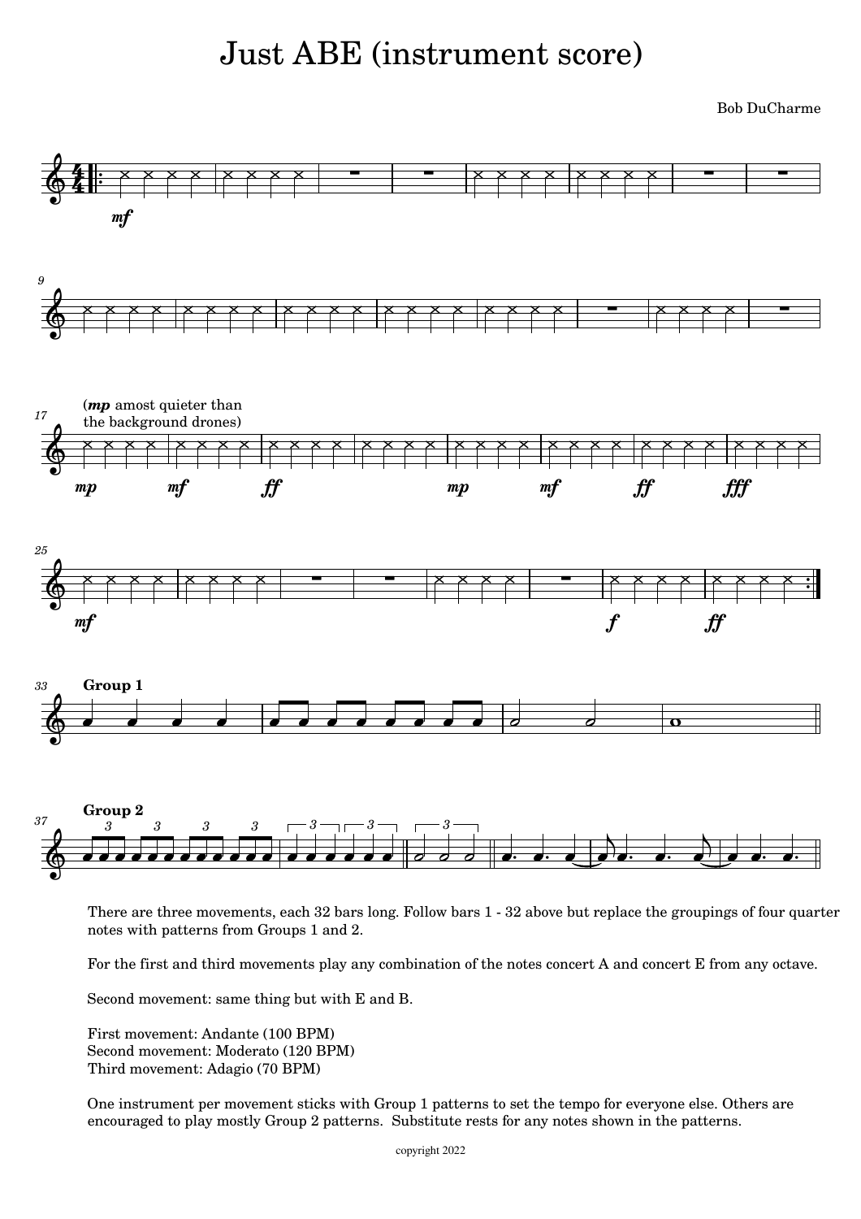# Just ABE (instrument score)

Bob DuCharme

There are three movements, each 32 bars long. Follow bars 1 - 32 above but replace the groupings of four quarter notes with patterns from Groups 1 and 2.

For the first and third movements play any combination of the notes concert A and concert E from any octave.

Second movement: same thing but with E and B.

First movement: Andante (100 BPM)
Second movement: Moderato (120 BPM)
Third movement: Adagio (70 BPM)

One instrument per movement sticks with Group 1 patterns to set the tempo for everyone else. Others are encouraged to play mostly Group 2 patterns. Substitute rests for any notes shown in the patterns.

copyright 2022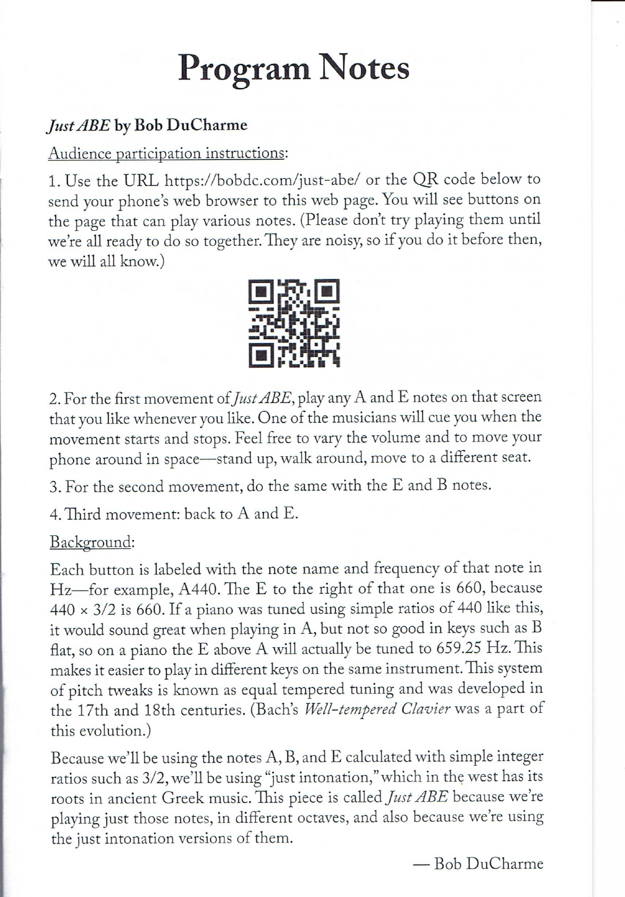# Program Notes

## *Just ABE* by Bob DuCharme

Audience participation instructions:

1. Use the URL https://bobdc.com/just-abe/ or the QR code below to send your phone's web browser to this web page. You will see buttons on the page that can play various notes. (Please don't try playing them until we're all ready to do so together. They are noisy, so if you do it before then, we will all know.)

2. For the first movement of *Just ABE*, play any A and E notes on that screen that you like whenever you like. One of the musicians will cue you when the movement starts and stops. Feel free to vary the volume and to move your phone around in space—stand up, walk around, move to a different seat.

3. For the second movement, do the same with the E and B notes.

4. Third movement: back to A and E.

Background:

Each button is labeled with the note name and frequency of that note in Hz—for example, A440. The E to the right of that one is 660, because $440 \times 3/2$ is 660. If a piano was tuned using simple ratios of 440 like this, it would sound great when playing in A, but not so good in keys such as B flat, so on a piano the E above A will actually be tuned to 659.25 Hz. This makes it easier to play in different keys on the same instrument. This system of pitch tweaks is known as equal tempered tuning and was developed in the 17th and 18th centuries. (Bach's *Well-tempered Clavier* was a part of this evolution.)

Because we'll be using the notes A, B, and E calculated with simple integer ratios such as 3/2, we'll be using "just intonation," which in the west has its roots in ancient Greek music. This piece is called *Just ABE* because we're playing just those notes, in different octaves, and also because we're using the just intonation versions of them.

— Bob DuCharme